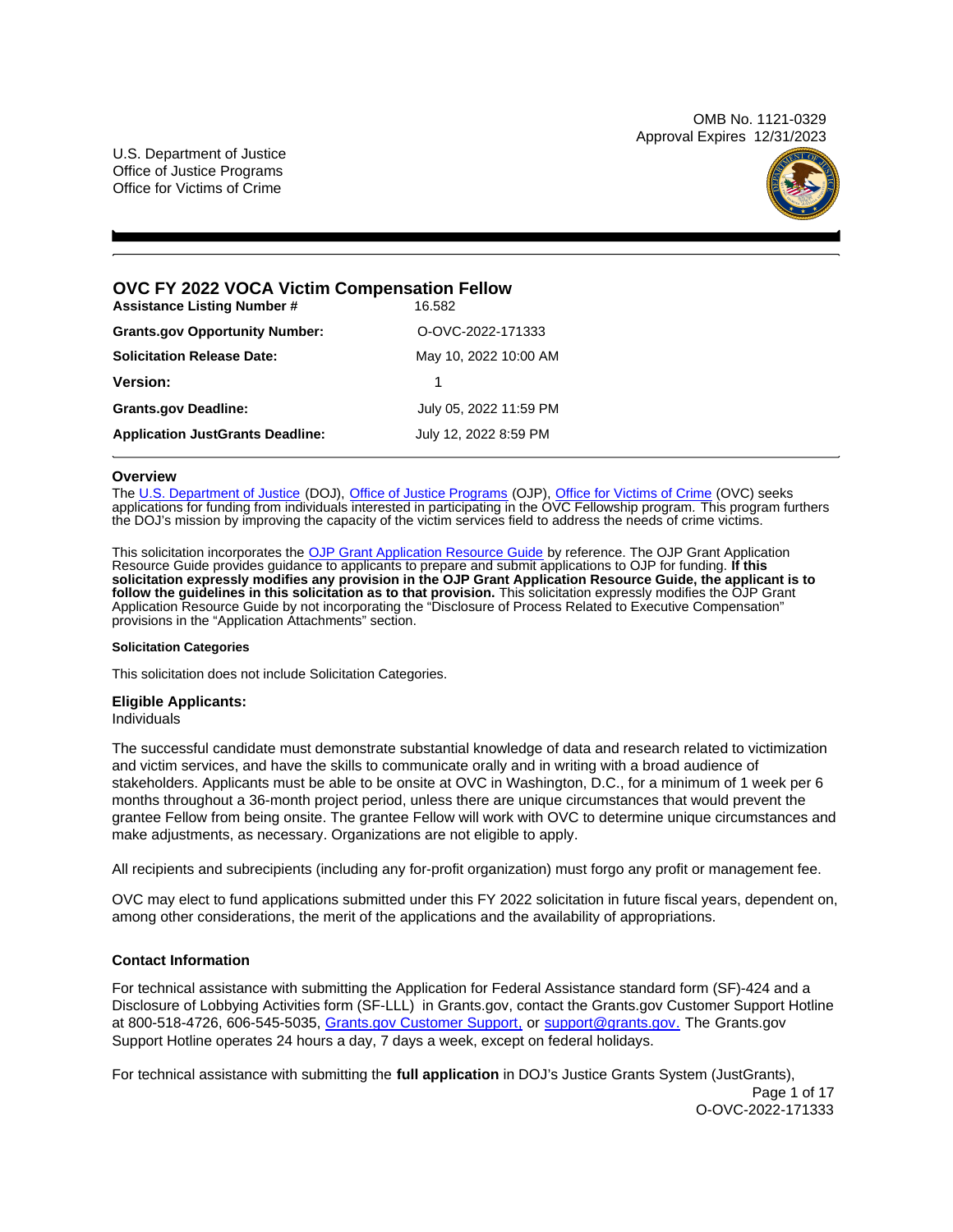OMB No. 1121-0329
Approval Expires 12/31/2023

U.S. Department of Justice
Office of Justice Programs
Office for Victims of Crime

# OVC FY 2022 VOCA Victim Compensation Fellow

| | |
|---|---|
| **Assistance Listing Number #** | 16.582 |
| **Grants.gov Opportunity Number:** | O-OVC-2022-171333 |
| **Solicitation Release Date:** | May 10, 2022 10:00 AM |
| **Version:** | 1 |
| **Grants.gov Deadline:** | July 05, 2022 11:59 PM |
| **Application JustGrants Deadline:** | July 12, 2022 8:59 PM |

## Overview

The U.S. Department of Justice (DOJ), Office of Justice Programs (OJP), Office for Victims of Crime (OVC) seeks applications for funding from individuals interested in participating in the OVC Fellowship program. This program furthers the DOJ's mission by improving the capacity of the victim services field to address the needs of crime victims.

This solicitation incorporates the OJP Grant Application Resource Guide by reference. The OJP Grant Application Resource Guide provides guidance to applicants to prepare and submit applications to OJP for funding. **If this solicitation expressly modifies any provision in the OJP Grant Application Resource Guide, the applicant is to follow the guidelines in this solicitation as to that provision.** This solicitation expressly modifies the OJP Grant Application Resource Guide by not incorporating the "Disclosure of Process Related to Executive Compensation" provisions in the "Application Attachments" section.

### Solicitation Categories

This solicitation does not include Solicitation Categories.

### Eligible Applicants:

Individuals

The successful candidate must demonstrate substantial knowledge of data and research related to victimization and victim services, and have the skills to communicate orally and in writing with a broad audience of stakeholders. Applicants must be able to be onsite at OVC in Washington, D.C., for a minimum of 1 week per 6 months throughout a 36-month project period, unless there are unique circumstances that would prevent the grantee Fellow from being onsite. The grantee Fellow will work with OVC to determine unique circumstances and make adjustments, as necessary. Organizations are not eligible to apply.

All recipients and subrecipients (including any for-profit organization) must forgo any profit or management fee.

OVC may elect to fund applications submitted under this FY 2022 solicitation in future fiscal years, dependent on, among other considerations, the merit of the applications and the availability of appropriations.

### Contact Information

For technical assistance with submitting the Application for Federal Assistance standard form (SF)-424 and a Disclosure of Lobbying Activities form (SF-LLL) in Grants.gov, contact the Grants.gov Customer Support Hotline at 800-518-4726, 606-545-5035, Grants.gov Customer Support, or support@grants.gov. The Grants.gov Support Hotline operates 24 hours a day, 7 days a week, except on federal holidays.

For technical assistance with submitting the **full application** in DOJ's Justice Grants System (JustGrants),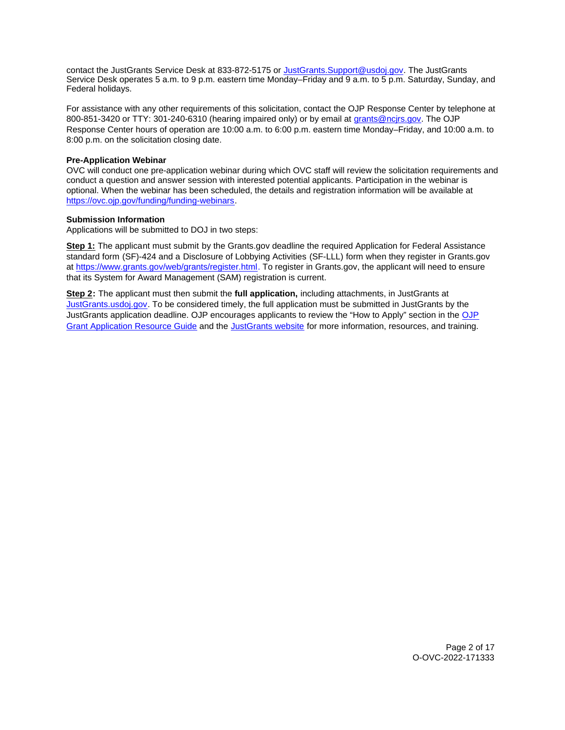contact the JustGrants Service Desk at 833-872-5175 or JustGrants.Support@usdoj.gov. The JustGrants Service Desk operates 5 a.m. to 9 p.m. eastern time Monday–Friday and 9 a.m. to 5 p.m. Saturday, Sunday, and Federal holidays.

For assistance with any other requirements of this solicitation, contact the OJP Response Center by telephone at 800-851-3420 or TTY: 301-240-6310 (hearing impaired only) or by email at grants@ncjrs.gov. The OJP Response Center hours of operation are 10:00 a.m. to 6:00 p.m. eastern time Monday–Friday, and 10:00 a.m. to 8:00 p.m. on the solicitation closing date.

**Pre-Application Webinar**
OVC will conduct one pre-application webinar during which OVC staff will review the solicitation requirements and conduct a question and answer session with interested potential applicants. Participation in the webinar is optional. When the webinar has been scheduled, the details and registration information will be available at https://ovc.ojp.gov/funding/funding-webinars.

**Submission Information**
Applications will be submitted to DOJ in two steps:

**Step 1:** The applicant must submit by the Grants.gov deadline the required Application for Federal Assistance standard form (SF)-424 and a Disclosure of Lobbying Activities (SF-LLL) form when they register in Grants.gov at https://www.grants.gov/web/grants/register.html. To register in Grants.gov, the applicant will need to ensure that its System for Award Management (SAM) registration is current.

**Step 2:** The applicant must then submit the **full application,** including attachments, in JustGrants at JustGrants.usdoj.gov. To be considered timely, the full application must be submitted in JustGrants by the JustGrants application deadline. OJP encourages applicants to review the "How to Apply" section in the OJP Grant Application Resource Guide and the JustGrants website for more information, resources, and training.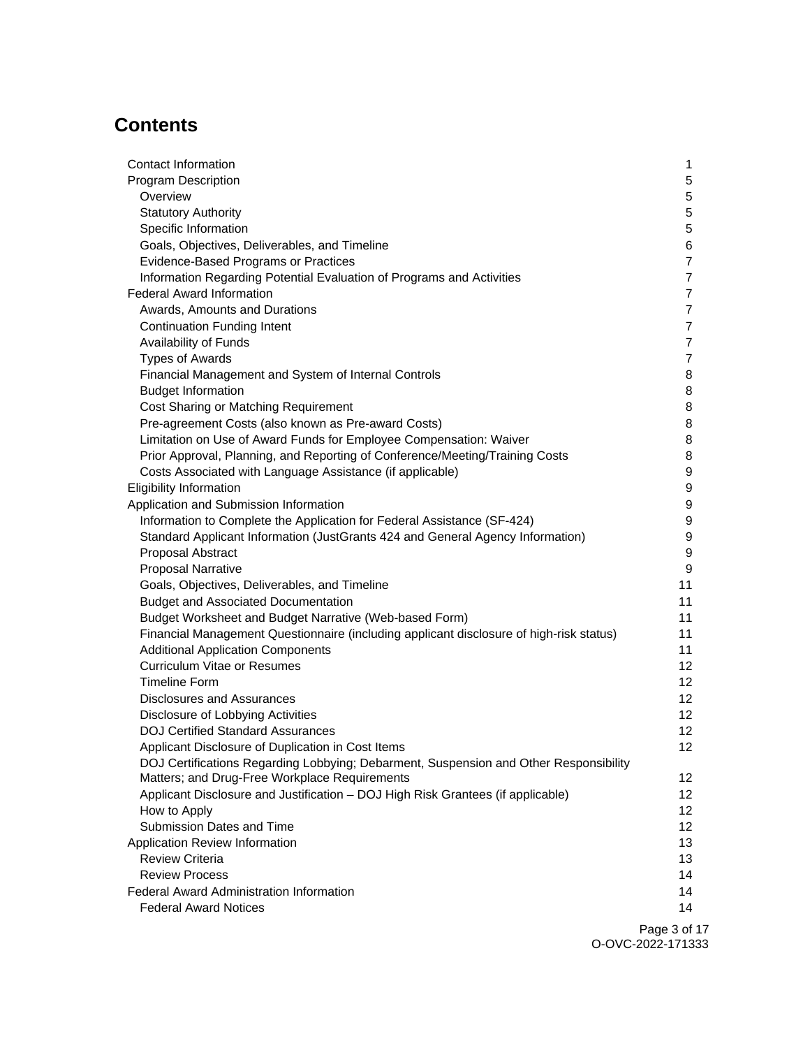# Contents

| | |
|---|---|
| Contact Information | 1 |
| Program Description | 5 |
| Overview | 5 |
| Statutory Authority | 5 |
| Specific Information | 5 |
| Goals, Objectives, Deliverables, and Timeline | 6 |
| Evidence-Based Programs or Practices | 7 |
| Information Regarding Potential Evaluation of Programs and Activities | 7 |
| Federal Award Information | 7 |
| Awards, Amounts and Durations | 7 |
| Continuation Funding Intent | 7 |
| Availability of Funds | 7 |
| Types of Awards | 7 |
| Financial Management and System of Internal Controls | 8 |
| Budget Information | 8 |
| Cost Sharing or Matching Requirement | 8 |
| Pre-agreement Costs (also known as Pre-award Costs) | 8 |
| Limitation on Use of Award Funds for Employee Compensation: Waiver | 8 |
| Prior Approval, Planning, and Reporting of Conference/Meeting/Training Costs | 8 |
| Costs Associated with Language Assistance (if applicable) | 9 |
| Eligibility Information | 9 |
| Application and Submission Information | 9 |
| Information to Complete the Application for Federal Assistance (SF-424) | 9 |
| Standard Applicant Information (JustGrants 424 and General Agency Information) | 9 |
| Proposal Abstract | 9 |
| Proposal Narrative | 9 |
| Goals, Objectives, Deliverables, and Timeline | 11 |
| Budget and Associated Documentation | 11 |
| Budget Worksheet and Budget Narrative (Web-based Form) | 11 |
| Financial Management Questionnaire (including applicant disclosure of high-risk status) | 11 |
| Additional Application Components | 11 |
| Curriculum Vitae or Resumes | 12 |
| Timeline Form | 12 |
| Disclosures and Assurances | 12 |
| Disclosure of Lobbying Activities | 12 |
| DOJ Certified Standard Assurances | 12 |
| Applicant Disclosure of Duplication in Cost Items | 12 |
| DOJ Certifications Regarding Lobbying; Debarment, Suspension and Other Responsibility Matters; and Drug-Free Workplace Requirements | 12 |
| Applicant Disclosure and Justification – DOJ High Risk Grantees (if applicable) | 12 |
| How to Apply | 12 |
| Submission Dates and Time | 12 |
| Application Review Information | 13 |
| Review Criteria | 13 |
| Review Process | 14 |
| Federal Award Administration Information | 14 |
| Federal Award Notices | 14 |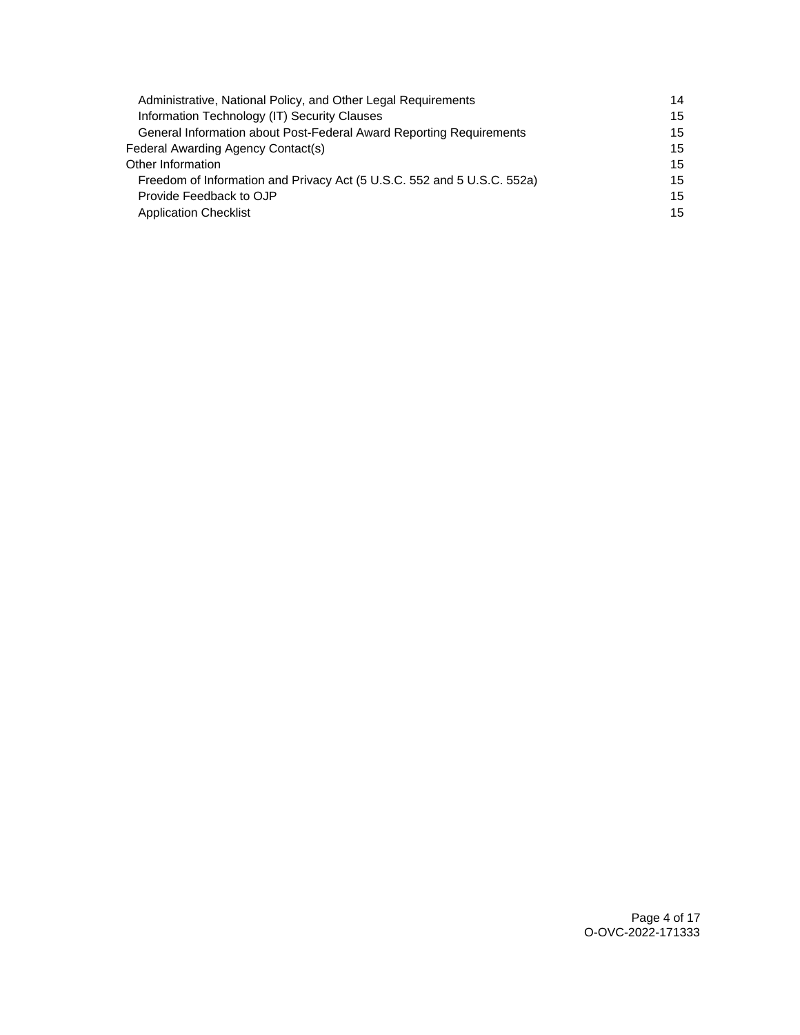| | |
|---|---|
| Administrative, National Policy, and Other Legal Requirements | 14 |
| Information Technology (IT) Security Clauses | 15 |
| General Information about Post-Federal Award Reporting Requirements | 15 |
| Federal Awarding Agency Contact(s) | 15 |
| Other Information | 15 |
| Freedom of Information and Privacy Act (5 U.S.C. 552 and 5 U.S.C. 552a) | 15 |
| Provide Feedback to OJP | 15 |
| Application Checklist | 15 |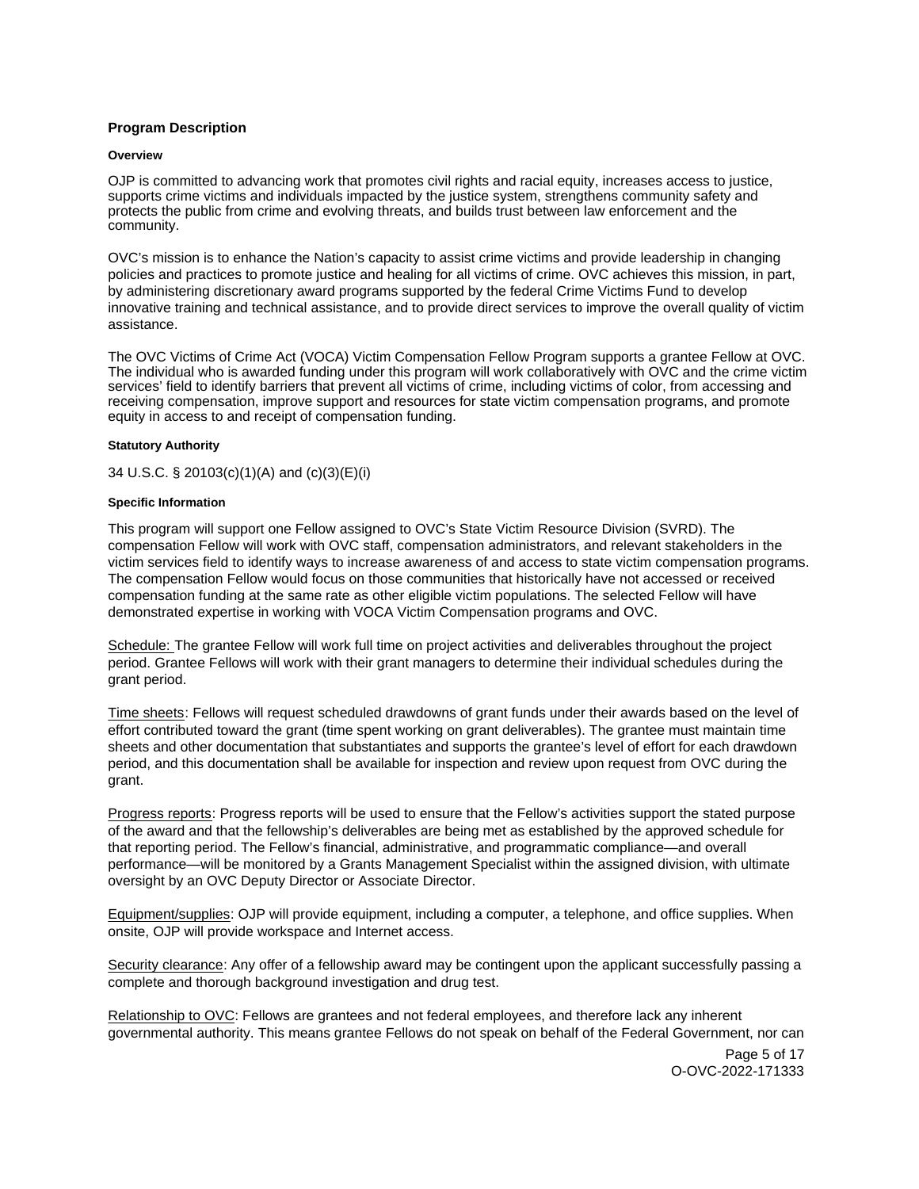## Program Description

### Overview

OJP is committed to advancing work that promotes civil rights and racial equity, increases access to justice, supports crime victims and individuals impacted by the justice system, strengthens community safety and protects the public from crime and evolving threats, and builds trust between law enforcement and the community.

OVC's mission is to enhance the Nation's capacity to assist crime victims and provide leadership in changing policies and practices to promote justice and healing for all victims of crime. OVC achieves this mission, in part, by administering discretionary award programs supported by the federal Crime Victims Fund to develop innovative training and technical assistance, and to provide direct services to improve the overall quality of victim assistance.

The OVC Victims of Crime Act (VOCA) Victim Compensation Fellow Program supports a grantee Fellow at OVC. The individual who is awarded funding under this program will work collaboratively with OVC and the crime victim services' field to identify barriers that prevent all victims of crime, including victims of color, from accessing and receiving compensation, improve support and resources for state victim compensation programs, and promote equity in access to and receipt of compensation funding.

### Statutory Authority

34 U.S.C. § 20103(c)(1)(A) and (c)(3)(E)(i)

### Specific Information

This program will support one Fellow assigned to OVC's State Victim Resource Division (SVRD). The compensation Fellow will work with OVC staff, compensation administrators, and relevant stakeholders in the victim services field to identify ways to increase awareness of and access to state victim compensation programs. The compensation Fellow would focus on those communities that historically have not accessed or received compensation funding at the same rate as other eligible victim populations. The selected Fellow will have demonstrated expertise in working with VOCA Victim Compensation programs and OVC.

Schedule: The grantee Fellow will work full time on project activities and deliverables throughout the project period. Grantee Fellows will work with their grant managers to determine their individual schedules during the grant period.

Time sheets: Fellows will request scheduled drawdowns of grant funds under their awards based on the level of effort contributed toward the grant (time spent working on grant deliverables). The grantee must maintain time sheets and other documentation that substantiates and supports the grantee's level of effort for each drawdown period, and this documentation shall be available for inspection and review upon request from OVC during the grant.

Progress reports: Progress reports will be used to ensure that the Fellow's activities support the stated purpose of the award and that the fellowship's deliverables are being met as established by the approved schedule for that reporting period. The Fellow's financial, administrative, and programmatic compliance—and overall performance—will be monitored by a Grants Management Specialist within the assigned division, with ultimate oversight by an OVC Deputy Director or Associate Director.

Equipment/supplies: OJP will provide equipment, including a computer, a telephone, and office supplies. When onsite, OJP will provide workspace and Internet access.

Security clearance: Any offer of a fellowship award may be contingent upon the applicant successfully passing a complete and thorough background investigation and drug test.

Relationship to OVC: Fellows are grantees and not federal employees, and therefore lack any inherent governmental authority. This means grantee Fellows do not speak on behalf of the Federal Government, nor can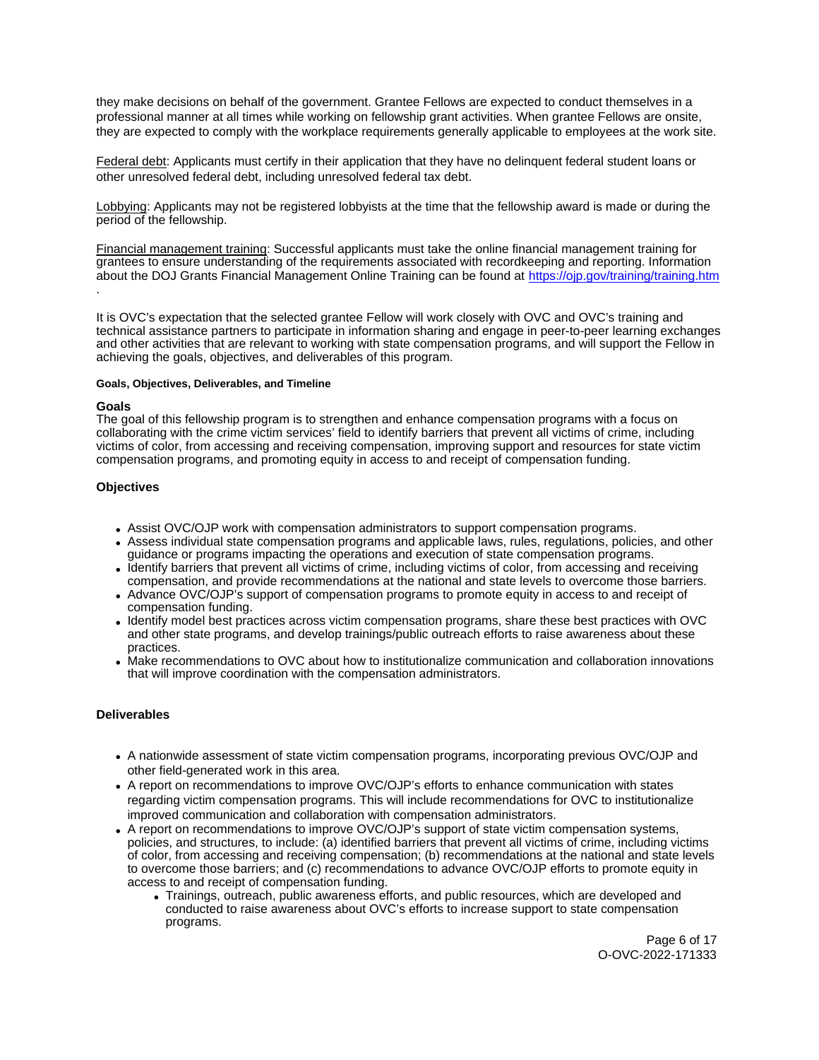they make decisions on behalf of the government. Grantee Fellows are expected to conduct themselves in a professional manner at all times while working on fellowship grant activities. When grantee Fellows are onsite, they are expected to comply with the workplace requirements generally applicable to employees at the work site.

Federal debt: Applicants must certify in their application that they have no delinquent federal student loans or other unresolved federal debt, including unresolved federal tax debt.

Lobbying: Applicants may not be registered lobbyists at the time that the fellowship award is made or during the period of the fellowship.

Financial management training: Successful applicants must take the online financial management training for grantees to ensure understanding of the requirements associated with recordkeeping and reporting. Information about the DOJ Grants Financial Management Online Training can be found at https://ojp.gov/training/training.htm .

It is OVC's expectation that the selected grantee Fellow will work closely with OVC and OVC's training and technical assistance partners to participate in information sharing and engage in peer-to-peer learning exchanges and other activities that are relevant to working with state compensation programs, and will support the Fellow in achieving the goals, objectives, and deliverables of this program.

##### Goals, Objectives, Deliverables, and Timeline

**Goals**

The goal of this fellowship program is to strengthen and enhance compensation programs with a focus on collaborating with the crime victim services' field to identify barriers that prevent all victims of crime, including victims of color, from accessing and receiving compensation, improving support and resources for state victim compensation programs, and promoting equity in access to and receipt of compensation funding.

**Objectives**

- Assist OVC/OJP work with compensation administrators to support compensation programs.
- Assess individual state compensation programs and applicable laws, rules, regulations, policies, and other guidance or programs impacting the operations and execution of state compensation programs.
- Identify barriers that prevent all victims of crime, including victims of color, from accessing and receiving compensation, and provide recommendations at the national and state levels to overcome those barriers.
- Advance OVC/OJP's support of compensation programs to promote equity in access to and receipt of compensation funding.
- Identify model best practices across victim compensation programs, share these best practices with OVC and other state programs, and develop trainings/public outreach efforts to raise awareness about these practices.
- Make recommendations to OVC about how to institutionalize communication and collaboration innovations that will improve coordination with the compensation administrators.

**Deliverables**

- A nationwide assessment of state victim compensation programs, incorporating previous OVC/OJP and other field-generated work in this area.
- A report on recommendations to improve OVC/OJP's efforts to enhance communication with states regarding victim compensation programs. This will include recommendations for OVC to institutionalize improved communication and collaboration with compensation administrators.
- A report on recommendations to improve OVC/OJP's support of state victim compensation systems, policies, and structures, to include: (a) identified barriers that prevent all victims of crime, including victims of color, from accessing and receiving compensation; (b) recommendations at the national and state levels to overcome those barriers; and (c) recommendations to advance OVC/OJP efforts to promote equity in access to and receipt of compensation funding.
    - Trainings, outreach, public awareness efforts, and public resources, which are developed and conducted to raise awareness about OVC's efforts to increase support to state compensation programs.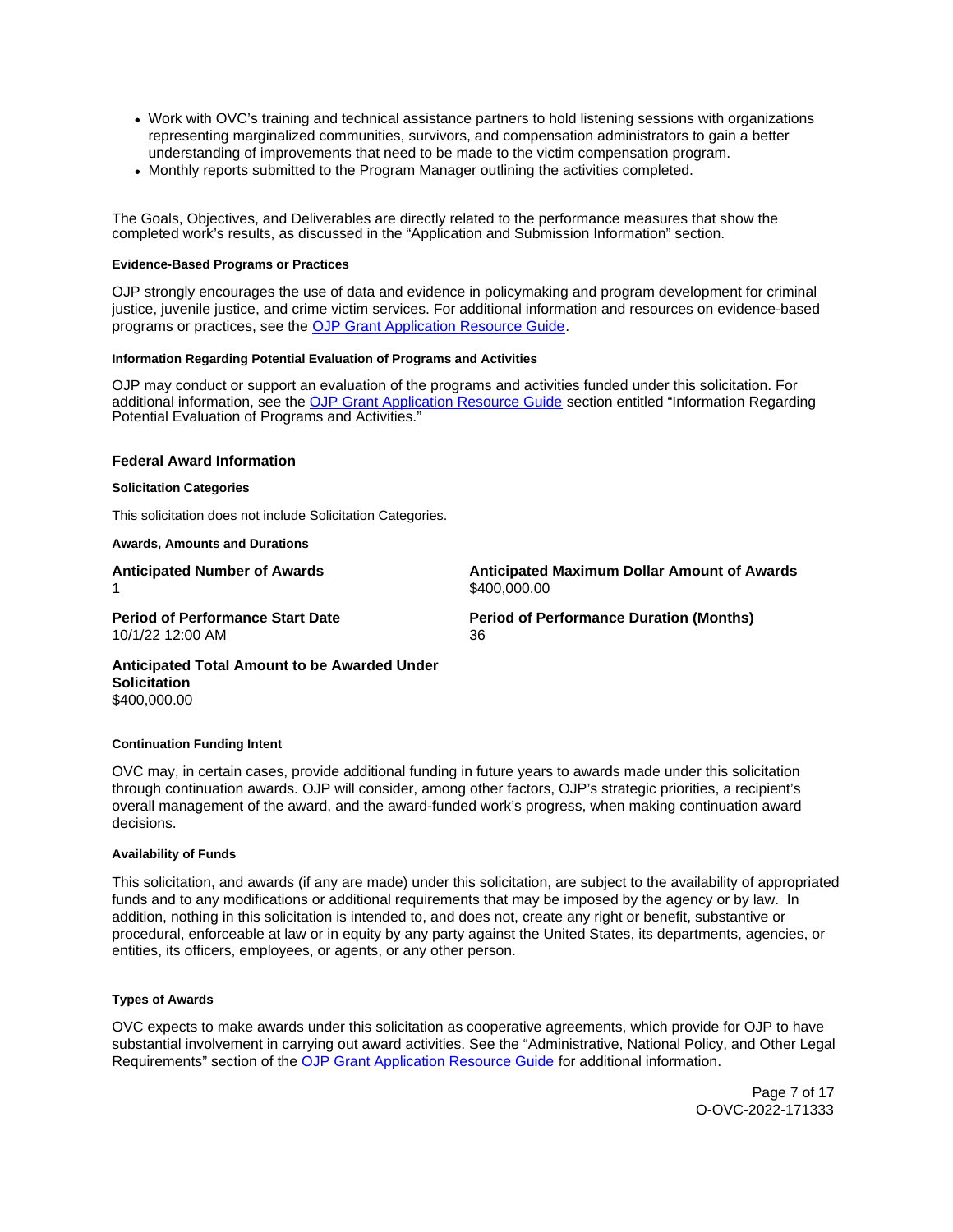- Work with OVC's training and technical assistance partners to hold listening sessions with organizations representing marginalized communities, survivors, and compensation administrators to gain a better understanding of improvements that need to be made to the victim compensation program.
- Monthly reports submitted to the Program Manager outlining the activities completed.

The Goals, Objectives, and Deliverables are directly related to the performance measures that show the completed work's results, as discussed in the "Application and Submission Information" section.

#### Evidence-Based Programs or Practices

OJP strongly encourages the use of data and evidence in policymaking and program development for criminal justice, juvenile justice, and crime victim services. For additional information and resources on evidence-based programs or practices, see the OJP Grant Application Resource Guide.

#### Information Regarding Potential Evaluation of Programs and Activities

OJP may conduct or support an evaluation of the programs and activities funded under this solicitation. For additional information, see the OJP Grant Application Resource Guide section entitled "Information Regarding Potential Evaluation of Programs and Activities."

### Federal Award Information

#### Solicitation Categories

This solicitation does not include Solicitation Categories.

#### Awards, Amounts and Durations

**Anticipated Number of Awards**
1

**Anticipated Maximum Dollar Amount of Awards**
$400,000.00

**Period of Performance Start Date**
10/1/22 12:00 AM

**Period of Performance Duration (Months)**
36

**Anticipated Total Amount to be Awarded Under Solicitation**
$400,000.00

#### Continuation Funding Intent

OVC may, in certain cases, provide additional funding in future years to awards made under this solicitation through continuation awards. OJP will consider, among other factors, OJP's strategic priorities, a recipient's overall management of the award, and the award-funded work's progress, when making continuation award decisions.

#### Availability of Funds

This solicitation, and awards (if any are made) under this solicitation, are subject to the availability of appropriated funds and to any modifications or additional requirements that may be imposed by the agency or by law. In addition, nothing in this solicitation is intended to, and does not, create any right or benefit, substantive or procedural, enforceable at law or in equity by any party against the United States, its departments, agencies, or entities, its officers, employees, or agents, or any other person.

#### Types of Awards

OVC expects to make awards under this solicitation as cooperative agreements, which provide for OJP to have substantial involvement in carrying out award activities. See the "Administrative, National Policy, and Other Legal Requirements" section of the OJP Grant Application Resource Guide for additional information.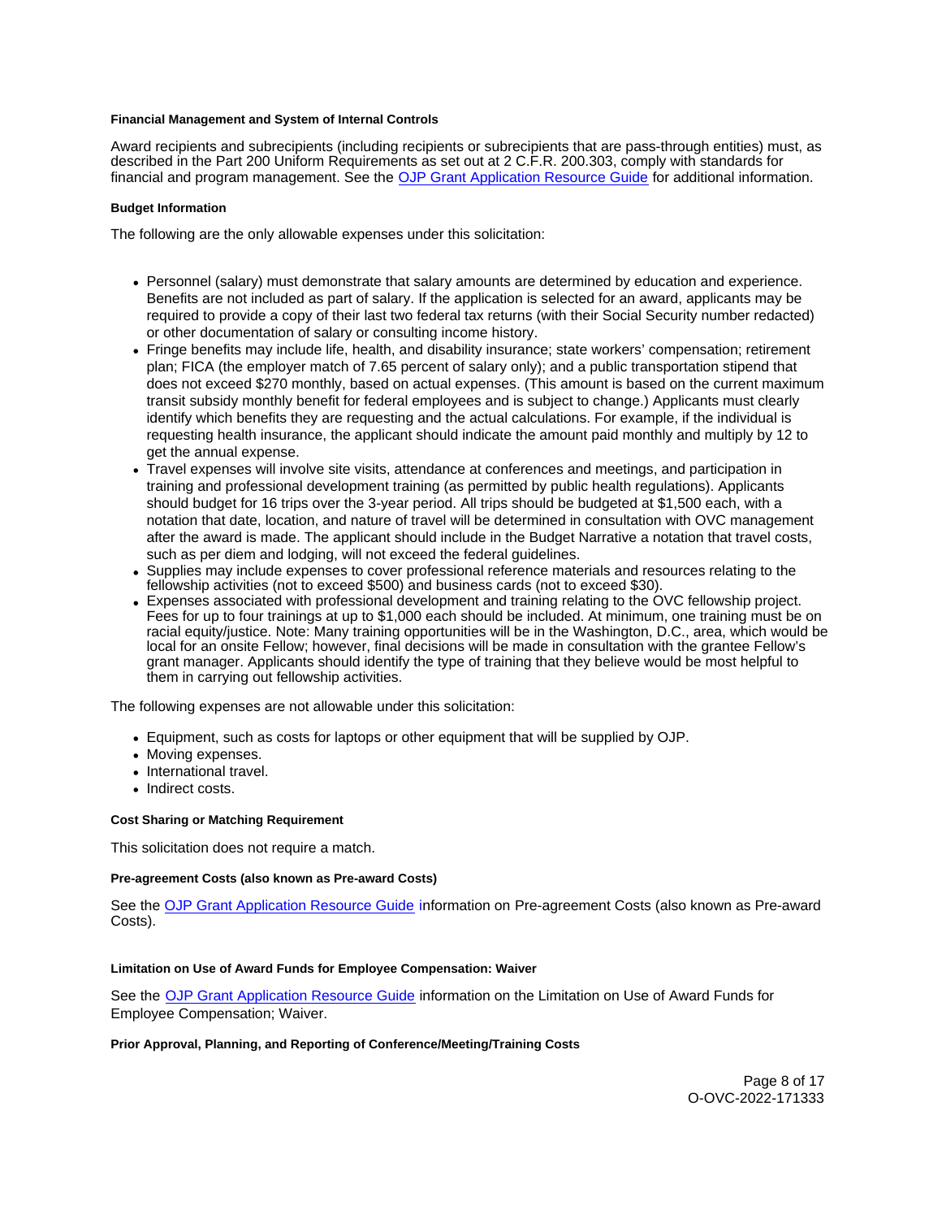#### Financial Management and System of Internal Controls

Award recipients and subrecipients (including recipients or subrecipients that are pass-through entities) must, as described in the Part 200 Uniform Requirements as set out at 2 C.F.R. 200.303, comply with standards for financial and program management. See the [OJP Grant Application Resource Guide](OJP Grant Application Resource Guide) for additional information.

#### Budget Information

The following are the only allowable expenses under this solicitation:

- Personnel (salary) must demonstrate that salary amounts are determined by education and experience. Benefits are not included as part of salary. If the application is selected for an award, applicants may be required to provide a copy of their last two federal tax returns (with their Social Security number redacted) or other documentation of salary or consulting income history.
- Fringe benefits may include life, health, and disability insurance; state workers' compensation; retirement plan; FICA (the employer match of 7.65 percent of salary only); and a public transportation stipend that does not exceed $270 monthly, based on actual expenses. (This amount is based on the current maximum transit subsidy monthly benefit for federal employees and is subject to change.) Applicants must clearly identify which benefits they are requesting and the actual calculations. For example, if the individual is requesting health insurance, the applicant should indicate the amount paid monthly and multiply by 12 to get the annual expense.
- Travel expenses will involve site visits, attendance at conferences and meetings, and participation in training and professional development training (as permitted by public health regulations). Applicants should budget for 16 trips over the 3-year period. All trips should be budgeted at $1,500 each, with a notation that date, location, and nature of travel will be determined in consultation with OVC management after the award is made. The applicant should include in the Budget Narrative a notation that travel costs, such as per diem and lodging, will not exceed the federal guidelines.
- Supplies may include expenses to cover professional reference materials and resources relating to the fellowship activities (not to exceed $500) and business cards (not to exceed $30).
- Expenses associated with professional development and training relating to the OVC fellowship project. Fees for up to four trainings at up to $1,000 each should be included. At minimum, one training must be on racial equity/justice. Note: Many training opportunities will be in the Washington, D.C., area, which would be local for an onsite Fellow; however, final decisions will be made in consultation with the grantee Fellow's grant manager. Applicants should identify the type of training that they believe would be most helpful to them in carrying out fellowship activities.

The following expenses are not allowable under this solicitation:

- Equipment, such as costs for laptops or other equipment that will be supplied by OJP.
- Moving expenses.
- International travel.
- Indirect costs.

#### Cost Sharing or Matching Requirement

This solicitation does not require a match.

#### Pre-agreement Costs (also known as Pre-award Costs)

See the [OJP Grant Application Resource Guide](OJP Grant Application Resource Guide) information on Pre-agreement Costs (also known as Pre-award Costs).

#### Limitation on Use of Award Funds for Employee Compensation: Waiver

See the [OJP Grant Application Resource Guide](OJP Grant Application Resource Guide) information on the Limitation on Use of Award Funds for Employee Compensation; Waiver.

#### Prior Approval, Planning, and Reporting of Conference/Meeting/Training Costs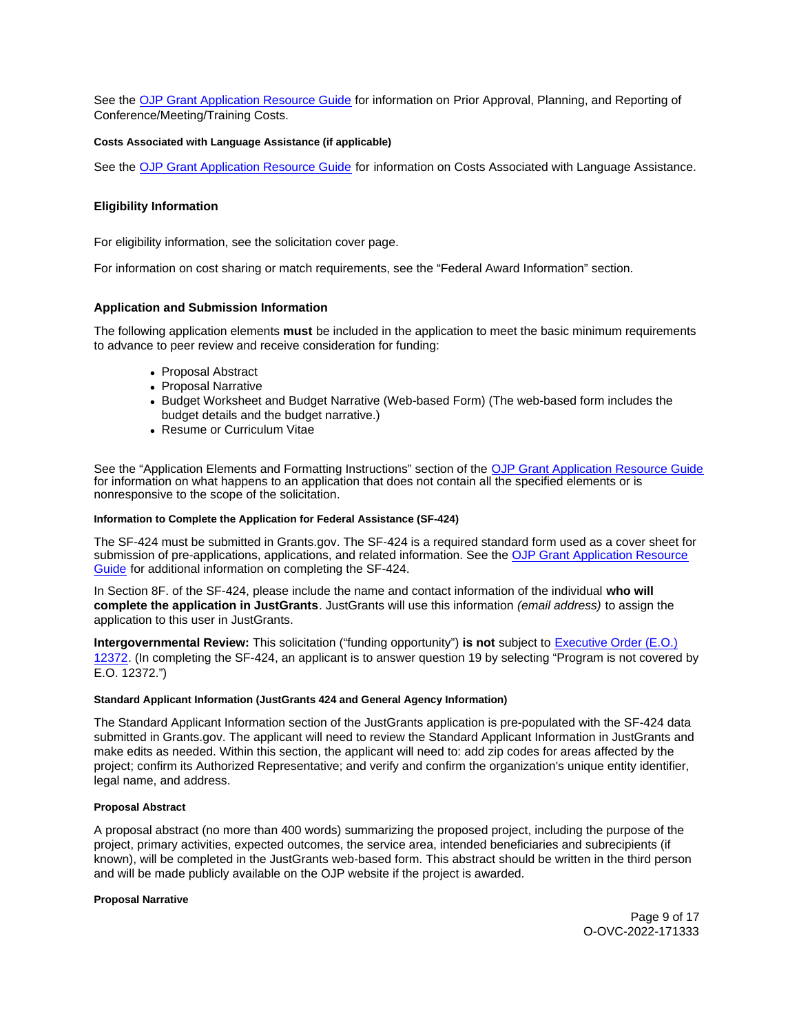See the [OJP Grant Application Resource Guide](https://www.ojp.gov/funding/apply/ojp-grant-application-resource-guide) for information on Prior Approval, Planning, and Reporting of Conference/Meeting/Training Costs.

#### Costs Associated with Language Assistance (if applicable)

See the [OJP Grant Application Resource Guide](https://www.ojp.gov/funding/apply/ojp-grant-application-resource-guide) for information on Costs Associated with Language Assistance.

### Eligibility Information

For eligibility information, see the solicitation cover page.

For information on cost sharing or match requirements, see the "Federal Award Information" section.

### Application and Submission Information

The following application elements **must** be included in the application to meet the basic minimum requirements to advance to peer review and receive consideration for funding:

- Proposal Abstract
- Proposal Narrative
- Budget Worksheet and Budget Narrative (Web-based Form) (The web-based form includes the budget details and the budget narrative.)
- Resume or Curriculum Vitae

See the "Application Elements and Formatting Instructions" section of the [OJP Grant Application Resource Guide](https://www.ojp.gov/funding/apply/ojp-grant-application-resource-guide) for information on what happens to an application that does not contain all the specified elements or is nonresponsive to the scope of the solicitation.

#### Information to Complete the Application for Federal Assistance (SF-424)

The SF-424 must be submitted in Grants.gov. The SF-424 is a required standard form used as a cover sheet for submission of pre-applications, applications, and related information. See the [OJP Grant Application Resource Guide](https://www.ojp.gov/funding/apply/ojp-grant-application-resource-guide) for additional information on completing the SF-424.

In Section 8F. of the SF-424, please include the name and contact information of the individual **who will complete the application in JustGrants**. JustGrants will use this information *(email address)* to assign the application to this user in JustGrants.

**Intergovernmental Review:** This solicitation ("funding opportunity") **is not** subject to [Executive Order (E.O.) 12372](https://www.archives.gov/federal-register/codification/executive-order/12372.html). (In completing the SF-424, an applicant is to answer question 19 by selecting "Program is not covered by E.O. 12372.")

#### Standard Applicant Information (JustGrants 424 and General Agency Information)

The Standard Applicant Information section of the JustGrants application is pre-populated with the SF-424 data submitted in Grants.gov. The applicant will need to review the Standard Applicant Information in JustGrants and make edits as needed. Within this section, the applicant will need to: add zip codes for areas affected by the project; confirm its Authorized Representative; and verify and confirm the organization's unique entity identifier, legal name, and address.

#### Proposal Abstract

A proposal abstract (no more than 400 words) summarizing the proposed project, including the purpose of the project, primary activities, expected outcomes, the service area, intended beneficiaries and subrecipients (if known), will be completed in the JustGrants web-based form. This abstract should be written in the third person and will be made publicly available on the OJP website if the project is awarded.

#### Proposal Narrative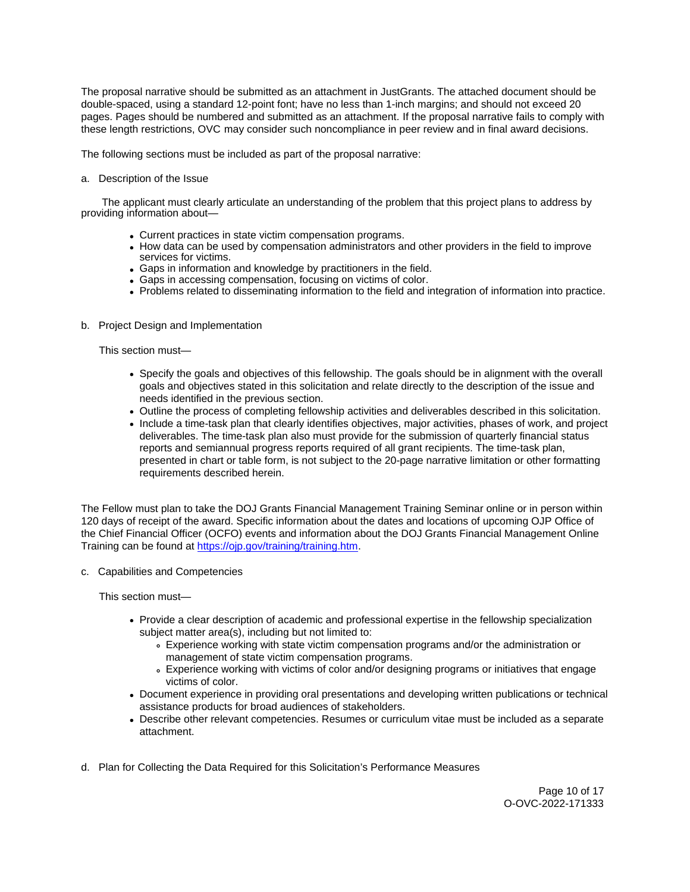The proposal narrative should be submitted as an attachment in JustGrants. The attached document should be double-spaced, using a standard 12-point font; have no less than 1-inch margins; and should not exceed 20 pages. Pages should be numbered and submitted as an attachment. If the proposal narrative fails to comply with these length restrictions, OVC may consider such noncompliance in peer review and in final award decisions.

The following sections must be included as part of the proposal narrative:

a. Description of the Issue

The applicant must clearly articulate an understanding of the problem that this project plans to address by providing information about—

- Current practices in state victim compensation programs.
- How data can be used by compensation administrators and other providers in the field to improve services for victims.
- Gaps in information and knowledge by practitioners in the field.
- Gaps in accessing compensation, focusing on victims of color.
- Problems related to disseminating information to the field and integration of information into practice.

b. Project Design and Implementation

This section must—

- Specify the goals and objectives of this fellowship. The goals should be in alignment with the overall goals and objectives stated in this solicitation and relate directly to the description of the issue and needs identified in the previous section.
- Outline the process of completing fellowship activities and deliverables described in this solicitation.
- Include a time-task plan that clearly identifies objectives, major activities, phases of work, and project deliverables. The time-task plan also must provide for the submission of quarterly financial status reports and semiannual progress reports required of all grant recipients. The time-task plan, presented in chart or table form, is not subject to the 20-page narrative limitation or other formatting requirements described herein.

The Fellow must plan to take the DOJ Grants Financial Management Training Seminar online or in person within 120 days of receipt of the award. Specific information about the dates and locations of upcoming OJP Office of the Chief Financial Officer (OCFO) events and information about the DOJ Grants Financial Management Online Training can be found at https://ojp.gov/training/training.htm.

c. Capabilities and Competencies

This section must—

- Provide a clear description of academic and professional expertise in the fellowship specialization subject matter area(s), including but not limited to:
  - Experience working with state victim compensation programs and/or the administration or management of state victim compensation programs.
  - Experience working with victims of color and/or designing programs or initiatives that engage victims of color.
- Document experience in providing oral presentations and developing written publications or technical assistance products for broad audiences of stakeholders.
- Describe other relevant competencies. Resumes or curriculum vitae must be included as a separate attachment.

d. Plan for Collecting the Data Required for this Solicitation's Performance Measures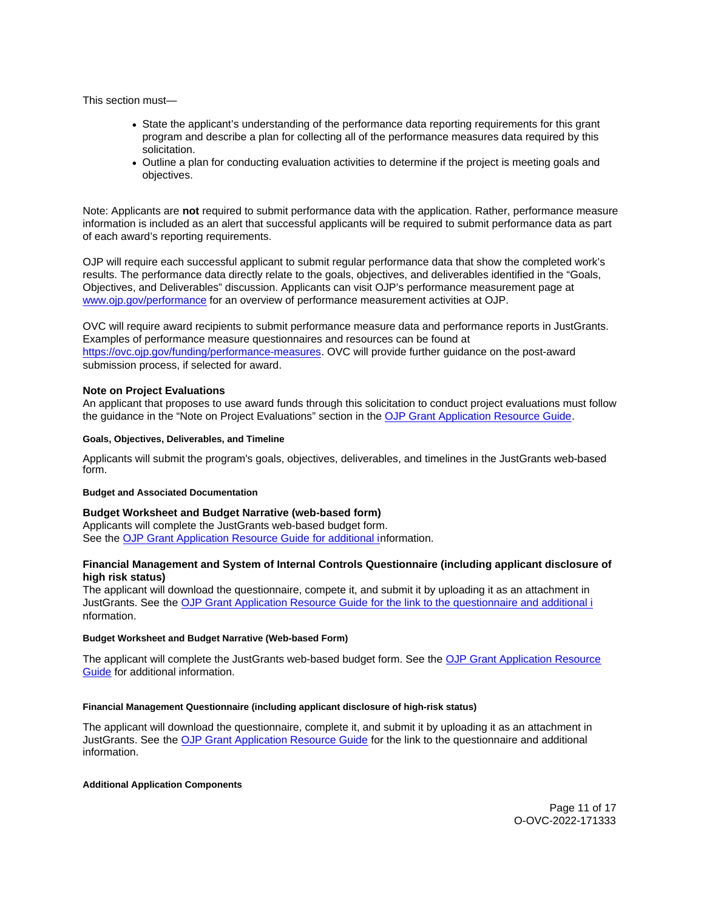This section must—

- State the applicant's understanding of the performance data reporting requirements for this grant program and describe a plan for collecting all of the performance measures data required by this solicitation.
- Outline a plan for conducting evaluation activities to determine if the project is meeting goals and objectives.

Note: Applicants are **not** required to submit performance data with the application. Rather, performance measure information is included as an alert that successful applicants will be required to submit performance data as part of each award's reporting requirements.

OJP will require each successful applicant to submit regular performance data that show the completed work's results. The performance data directly relate to the goals, objectives, and deliverables identified in the "Goals, Objectives, and Deliverables" discussion. Applicants can visit OJP's performance measurement page at www.ojp.gov/performance for an overview of performance measurement activities at OJP.

OVC will require award recipients to submit performance measure data and performance reports in JustGrants. Examples of performance measure questionnaires and resources can be found at https://ovc.ojp.gov/funding/performance-measures. OVC will provide further guidance on the post-award submission process, if selected for award.

**Note on Project Evaluations**

An applicant that proposes to use award funds through this solicitation to conduct project evaluations must follow the guidance in the "Note on Project Evaluations" section in the OJP Grant Application Resource Guide.

#### Goals, Objectives, Deliverables, and Timeline

Applicants will submit the program's goals, objectives, deliverables, and timelines in the JustGrants web-based form.

#### Budget and Associated Documentation

**Budget Worksheet and Budget Narrative (web-based form)**

Applicants will complete the JustGrants web-based budget form.
See the OJP Grant Application Resource Guide for additional information.

**Financial Management and System of Internal Controls Questionnaire (including applicant disclosure of high risk status)**

The applicant will download the questionnaire, compete it, and submit it by uploading it as an attachment in JustGrants. See the OJP Grant Application Resource Guide for the link to the questionnaire and additional i nformation.

#### Budget Worksheet and Budget Narrative (Web-based Form)

The applicant will complete the JustGrants web-based budget form. See the OJP Grant Application Resource Guide for additional information.

#### Financial Management Questionnaire (including applicant disclosure of high-risk status)

The applicant will download the questionnaire, complete it, and submit it by uploading it as an attachment in JustGrants. See the OJP Grant Application Resource Guide for the link to the questionnaire and additional information.

#### Additional Application Components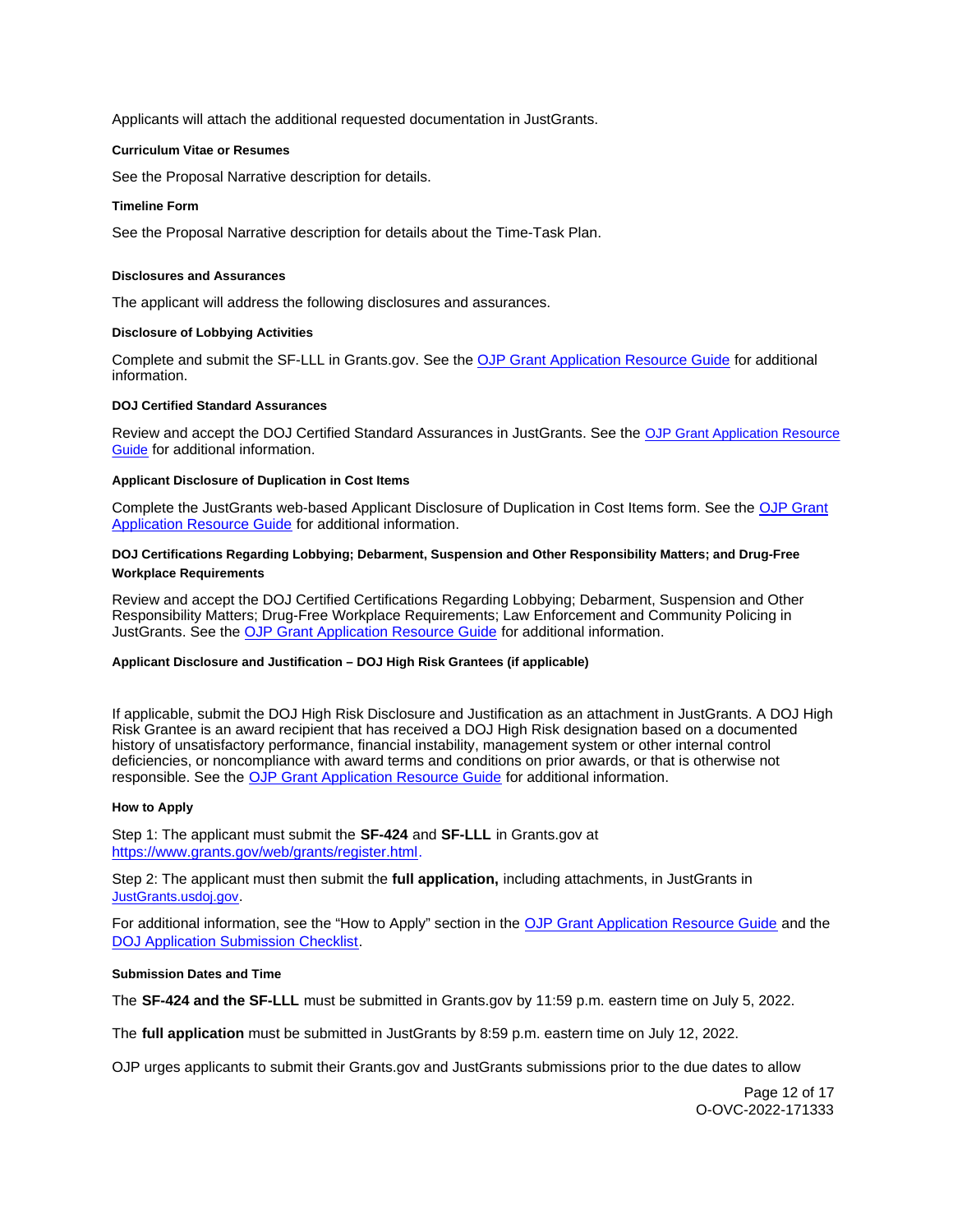Applicants will attach the additional requested documentation in JustGrants.

#### Curriculum Vitae or Resumes

See the Proposal Narrative description for details.

#### Timeline Form

See the Proposal Narrative description for details about the Time-Task Plan.

#### Disclosures and Assurances

The applicant will address the following disclosures and assurances.

#### Disclosure of Lobbying Activities

Complete and submit the SF-LLL in Grants.gov. See the [OJP Grant Application Resource Guide](https://www.ojp.gov/funding/apply/ojp-grant-application-resource-guide) for additional information.

#### DOJ Certified Standard Assurances

Review and accept the DOJ Certified Standard Assurances in JustGrants. See the [OJP Grant Application Resource Guide](https://www.ojp.gov/funding/apply/ojp-grant-application-resource-guide) for additional information.

#### Applicant Disclosure of Duplication in Cost Items

Complete the JustGrants web-based Applicant Disclosure of Duplication in Cost Items form. See the [OJP Grant Application Resource Guide](https://www.ojp.gov/funding/apply/ojp-grant-application-resource-guide) for additional information.

#### DOJ Certifications Regarding Lobbying; Debarment, Suspension and Other Responsibility Matters; and Drug-Free Workplace Requirements

Review and accept the DOJ Certified Certifications Regarding Lobbying; Debarment, Suspension and Other Responsibility Matters; Drug-Free Workplace Requirements; Law Enforcement and Community Policing in JustGrants. See the [OJP Grant Application Resource Guide](https://www.ojp.gov/funding/apply/ojp-grant-application-resource-guide) for additional information.

#### Applicant Disclosure and Justification – DOJ High Risk Grantees (if applicable)

If applicable, submit the DOJ High Risk Disclosure and Justification as an attachment in JustGrants. A DOJ High Risk Grantee is an award recipient that has received a DOJ High Risk designation based on a documented history of unsatisfactory performance, financial instability, management system or other internal control deficiencies, or noncompliance with award terms and conditions on prior awards, or that is otherwise not responsible. See the [OJP Grant Application Resource Guide](https://www.ojp.gov/funding/apply/ojp-grant-application-resource-guide) for additional information.

#### How to Apply

Step 1: The applicant must submit the **SF-424** and **SF-LLL** in Grants.gov at [https://www.grants.gov/web/grants/register.html](https://www.grants.gov/web/grants/register.html).

Step 2: The applicant must then submit the **full application,** including attachments, in JustGrants in [JustGrants.usdoj.gov](https://justgrants.usdoj.gov).

For additional information, see the "How to Apply" section in the [OJP Grant Application Resource Guide](https://www.ojp.gov/funding/apply/ojp-grant-application-resource-guide) and the [DOJ Application Submission Checklist](https://justicegrants.usdoj.gov).

#### Submission Dates and Time

The **SF-424 and the SF-LLL** must be submitted in Grants.gov by 11:59 p.m. eastern time on July 5, 2022.

The **full application** must be submitted in JustGrants by 8:59 p.m. eastern time on July 12, 2022.

OJP urges applicants to submit their Grants.gov and JustGrants submissions prior to the due dates to allow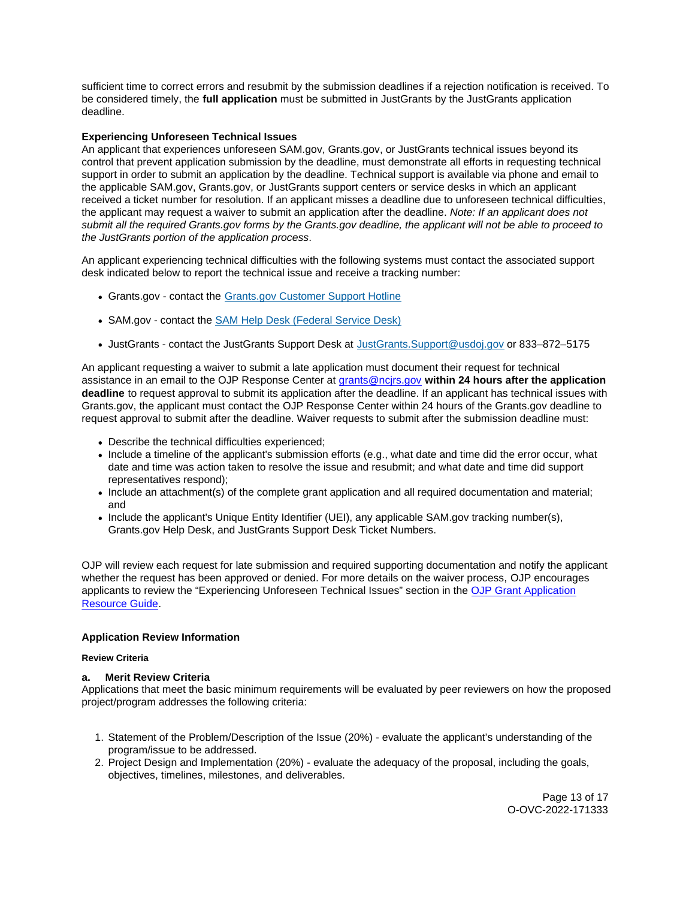sufficient time to correct errors and resubmit by the submission deadlines if a rejection notification is received. To be considered timely, the **full application** must be submitted in JustGrants by the JustGrants application deadline.

**Experiencing Unforeseen Technical Issues**

An applicant that experiences unforeseen SAM.gov, Grants.gov, or JustGrants technical issues beyond its control that prevent application submission by the deadline, must demonstrate all efforts in requesting technical support in order to submit an application by the deadline. Technical support is available via phone and email to the applicable SAM.gov, Grants.gov, or JustGrants support centers or service desks in which an applicant received a ticket number for resolution. If an applicant misses a deadline due to unforeseen technical difficulties, the applicant may request a waiver to submit an application after the deadline. *Note: If an applicant does not submit all the required Grants.gov forms by the Grants.gov deadline, the applicant will not be able to proceed to the JustGrants portion of the application process.*

An applicant experiencing technical difficulties with the following systems must contact the associated support desk indicated below to report the technical issue and receive a tracking number:

- Grants.gov - contact the Grants.gov Customer Support Hotline
- SAM.gov - contact the SAM Help Desk (Federal Service Desk)
- JustGrants - contact the JustGrants Support Desk at JustGrants.Support@usdoj.gov or 833–872–5175

An applicant requesting a waiver to submit a late application must document their request for technical assistance in an email to the OJP Response Center at grants@ncjrs.gov **within 24 hours after the application deadline** to request approval to submit its application after the deadline. If an applicant has technical issues with Grants.gov, the applicant must contact the OJP Response Center within 24 hours of the Grants.gov deadline to request approval to submit after the deadline. Waiver requests to submit after the submission deadline must:

- Describe the technical difficulties experienced;
- Include a timeline of the applicant's submission efforts (e.g., what date and time did the error occur, what date and time was action taken to resolve the issue and resubmit; and what date and time did support representatives respond);
- Include an attachment(s) of the complete grant application and all required documentation and material; and
- Include the applicant's Unique Entity Identifier (UEI), any applicable SAM.gov tracking number(s), Grants.gov Help Desk, and JustGrants Support Desk Ticket Numbers.

OJP will review each request for late submission and required supporting documentation and notify the applicant whether the request has been approved or denied. For more details on the waiver process, OJP encourages applicants to review the "Experiencing Unforeseen Technical Issues" section in the OJP Grant Application Resource Guide.

### Application Review Information

#### Review Criteria

**a. Merit Review Criteria**

Applications that meet the basic minimum requirements will be evaluated by peer reviewers on how the proposed project/program addresses the following criteria:

1. Statement of the Problem/Description of the Issue (20%) - evaluate the applicant's understanding of the program/issue to be addressed.
2. Project Design and Implementation (20%) - evaluate the adequacy of the proposal, including the goals, objectives, timelines, milestones, and deliverables.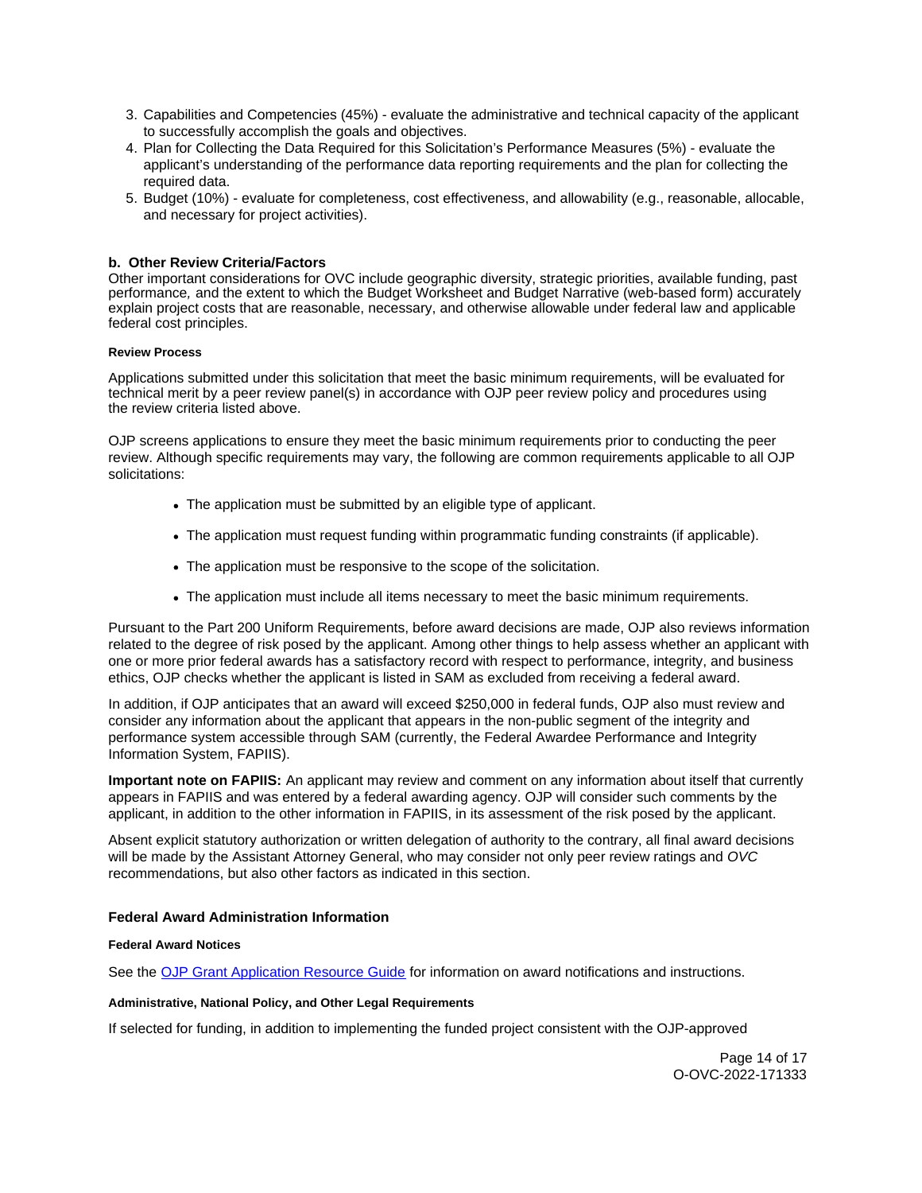3. Capabilities and Competencies (45%) - evaluate the administrative and technical capacity of the applicant to successfully accomplish the goals and objectives.
4. Plan for Collecting the Data Required for this Solicitation's Performance Measures (5%) - evaluate the applicant's understanding of the performance data reporting requirements and the plan for collecting the required data.
5. Budget (10%) - evaluate for completeness, cost effectiveness, and allowability (e.g., reasonable, allocable, and necessary for project activities).

### b. Other Review Criteria/Factors

Other important considerations for OVC include geographic diversity, strategic priorities, available funding, past performance*,* and the extent to which the Budget Worksheet and Budget Narrative (web-based form) accurately explain project costs that are reasonable, necessary, and otherwise allowable under federal law and applicable federal cost principles.

#### Review Process

Applications submitted under this solicitation that meet the basic minimum requirements, will be evaluated for technical merit by a peer review panel(s) in accordance with OJP peer review policy and procedures using the review criteria listed above.

OJP screens applications to ensure they meet the basic minimum requirements prior to conducting the peer review. Although specific requirements may vary, the following are common requirements applicable to all OJP solicitations:

- The application must be submitted by an eligible type of applicant.
- The application must request funding within programmatic funding constraints (if applicable).
- The application must be responsive to the scope of the solicitation.
- The application must include all items necessary to meet the basic minimum requirements.

Pursuant to the Part 200 Uniform Requirements, before award decisions are made, OJP also reviews information related to the degree of risk posed by the applicant. Among other things to help assess whether an applicant with one or more prior federal awards has a satisfactory record with respect to performance, integrity, and business ethics, OJP checks whether the applicant is listed in SAM as excluded from receiving a federal award.

In addition, if OJP anticipates that an award will exceed $250,000 in federal funds, OJP also must review and consider any information about the applicant that appears in the non-public segment of the integrity and performance system accessible through SAM (currently, the Federal Awardee Performance and Integrity Information System, FAPIIS).

**Important note on FAPIIS:** An applicant may review and comment on any information about itself that currently appears in FAPIIS and was entered by a federal awarding agency. OJP will consider such comments by the applicant, in addition to the other information in FAPIIS, in its assessment of the risk posed by the applicant.

Absent explicit statutory authorization or written delegation of authority to the contrary, all final award decisions will be made by the Assistant Attorney General, who may consider not only peer review ratings and *OVC* recommendations, but also other factors as indicated in this section.

## Federal Award Administration Information

#### Federal Award Notices

See the [OJP Grant Application Resource Guide] for information on award notifications and instructions.

#### Administrative, National Policy, and Other Legal Requirements

If selected for funding, in addition to implementing the funded project consistent with the OJP-approved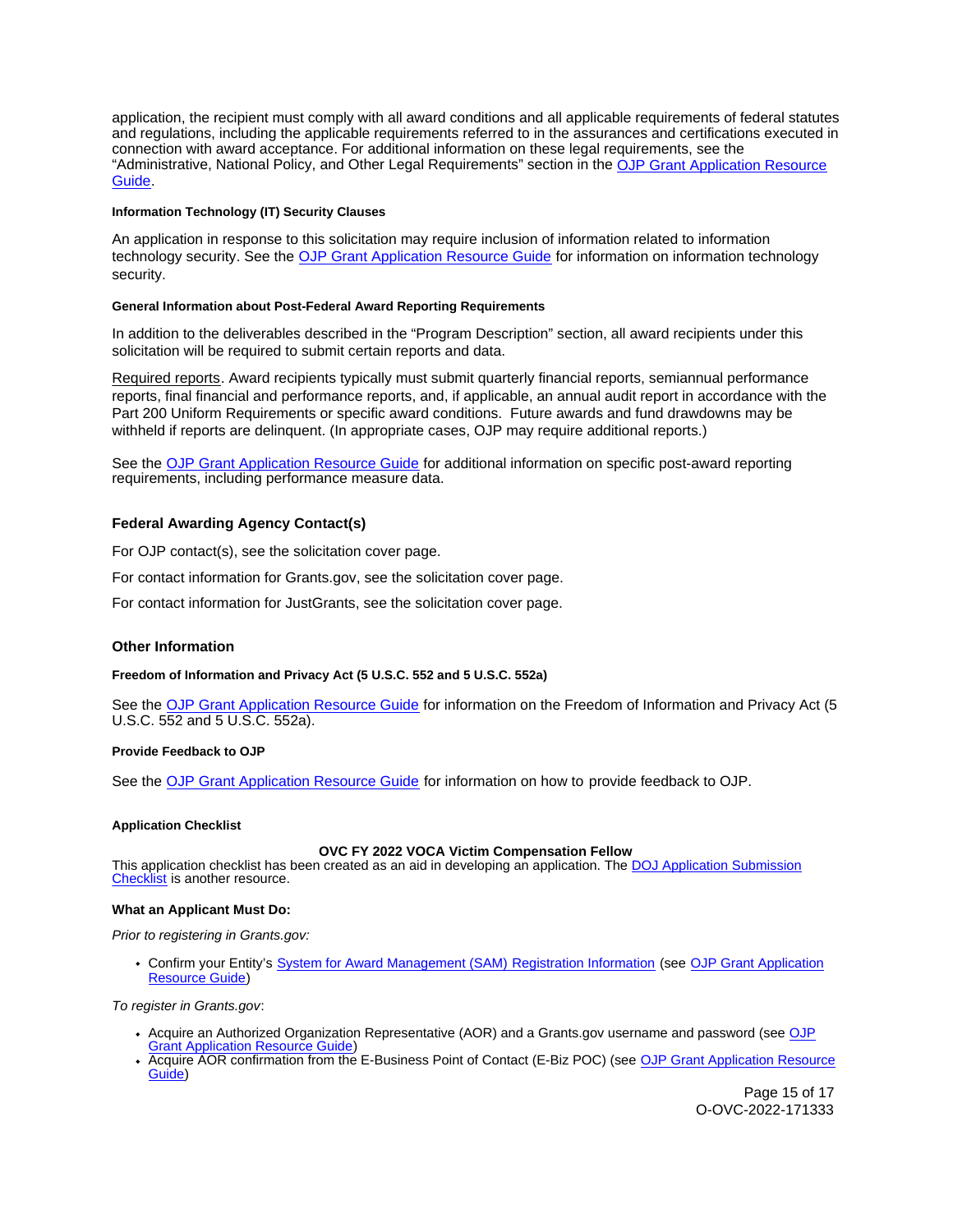application, the recipient must comply with all award conditions and all applicable requirements of federal statutes and regulations, including the applicable requirements referred to in the assurances and certifications executed in connection with award acceptance. For additional information on these legal requirements, see the "Administrative, National Policy, and Other Legal Requirements" section in the OJP Grant Application Resource Guide.

#### Information Technology (IT) Security Clauses

An application in response to this solicitation may require inclusion of information related to information technology security. See the OJP Grant Application Resource Guide for information on information technology security.

#### General Information about Post-Federal Award Reporting Requirements

In addition to the deliverables described in the "Program Description" section, all award recipients under this solicitation will be required to submit certain reports and data.

Required reports. Award recipients typically must submit quarterly financial reports, semiannual performance reports, final financial and performance reports, and, if applicable, an annual audit report in accordance with the Part 200 Uniform Requirements or specific award conditions. Future awards and fund drawdowns may be withheld if reports are delinquent. (In appropriate cases, OJP may require additional reports.)

See the OJP Grant Application Resource Guide for additional information on specific post-award reporting requirements, including performance measure data.

### Federal Awarding Agency Contact(s)

For OJP contact(s), see the solicitation cover page.

For contact information for Grants.gov, see the solicitation cover page.

For contact information for JustGrants, see the solicitation cover page.

### Other Information

#### Freedom of Information and Privacy Act (5 U.S.C. 552 and 5 U.S.C. 552a)

See the OJP Grant Application Resource Guide for information on the Freedom of Information and Privacy Act (5 U.S.C. 552 and 5 U.S.C. 552a).

#### Provide Feedback to OJP

See the OJP Grant Application Resource Guide for information on how to provide feedback to OJP.

#### Application Checklist

**OVC FY 2022 VOCA Victim Compensation Fellow**

This application checklist has been created as an aid in developing an application. The DOJ Application Submission Checklist is another resource.

**What an Applicant Must Do:**

*Prior to registering in Grants.gov:*

- Confirm your Entity's System for Award Management (SAM) Registration Information (see OJP Grant Application Resource Guide)

*To register in Grants.gov*:

- Acquire an Authorized Organization Representative (AOR) and a Grants.gov username and password (see OJP Grant Application Resource Guide)
- Acquire AOR confirmation from the E-Business Point of Contact (E-Biz POC) (see OJP Grant Application Resource Guide)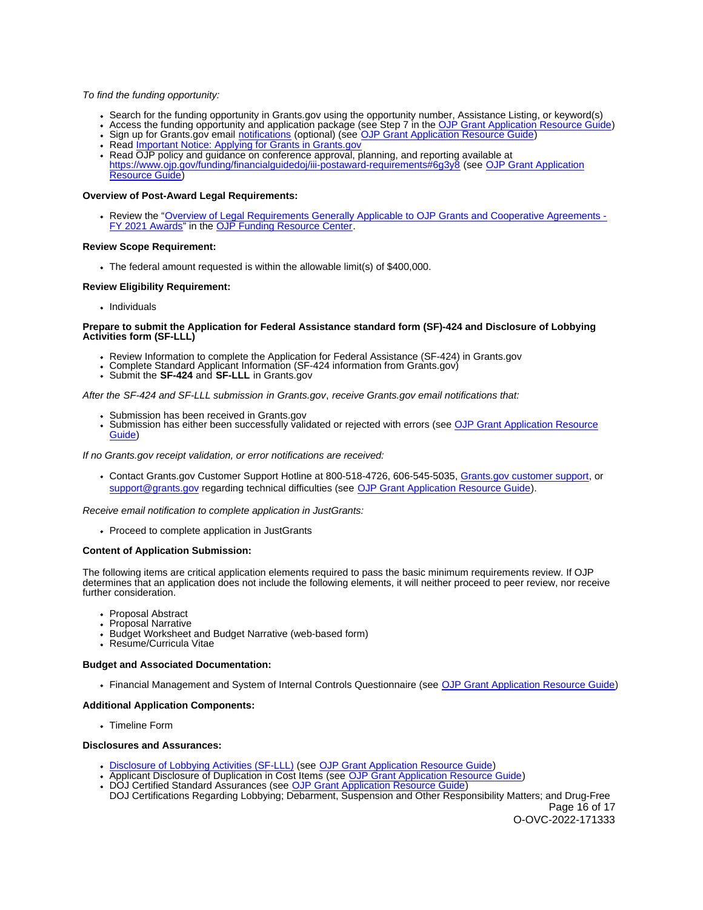*To find the funding opportunity:*

- Search for the funding opportunity in Grants.gov using the opportunity number, Assistance Listing, or keyword(s)
- Access the funding opportunity and application package (see Step 7 in the OJP Grant Application Resource Guide)
- Sign up for Grants.gov email notifications (optional) (see OJP Grant Application Resource Guide)
- Read Important Notice: Applying for Grants in Grants.gov
- Read OJP policy and guidance on conference approval, planning, and reporting available at https://www.ojp.gov/funding/financialguidedoj/iii-postaward-requirements#6g3y8 (see OJP Grant Application Resource Guide)

**Overview of Post-Award Legal Requirements:**

- Review the "Overview of Legal Requirements Generally Applicable to OJP Grants and Cooperative Agreements - FY 2021 Awards" in the OJP Funding Resource Center.

**Review Scope Requirement:**

- The federal amount requested is within the allowable limit(s) of $400,000.

**Review Eligibility Requirement:**

- Individuals

**Prepare to submit the Application for Federal Assistance standard form (SF)-424 and Disclosure of Lobbying Activities form (SF-LLL)**

- Review Information to complete the Application for Federal Assistance (SF-424) in Grants.gov
- Complete Standard Applicant Information (SF-424 information from Grants.gov)
- Submit the **SF-424** and **SF-LLL** in Grants.gov

*After the SF-424 and SF-LLL submission in Grants.gov, receive Grants.gov email notifications that:*

- Submission has been received in Grants.gov
- Submission has either been successfully validated or rejected with errors (see OJP Grant Application Resource Guide)

*If no Grants.gov receipt validation, or error notifications are received:*

- Contact Grants.gov Customer Support Hotline at 800-518-4726, 606-545-5035, Grants.gov customer support, or support@grants.gov regarding technical difficulties (see OJP Grant Application Resource Guide).

*Receive email notification to complete application in JustGrants:*

- Proceed to complete application in JustGrants

**Content of Application Submission:**

The following items are critical application elements required to pass the basic minimum requirements review. If OJP determines that an application does not include the following elements, it will neither proceed to peer review, nor receive further consideration.

- Proposal Abstract
- Proposal Narrative
- Budget Worksheet and Budget Narrative (web-based form)
- Resume/Curricula Vitae

**Budget and Associated Documentation:**

- Financial Management and System of Internal Controls Questionnaire (see OJP Grant Application Resource Guide)

**Additional Application Components:**

- Timeline Form

**Disclosures and Assurances:**

- Disclosure of Lobbying Activities (SF-LLL) (see OJP Grant Application Resource Guide)
- Applicant Disclosure of Duplication in Cost Items (see OJP Grant Application Resource Guide)
- DOJ Certified Standard Assurances (see OJP Grant Application Resource Guide)
  DOJ Certifications Regarding Lobbying; Debarment, Suspension and Other Responsibility Matters; and Drug-Free

O-OVC-2022-171333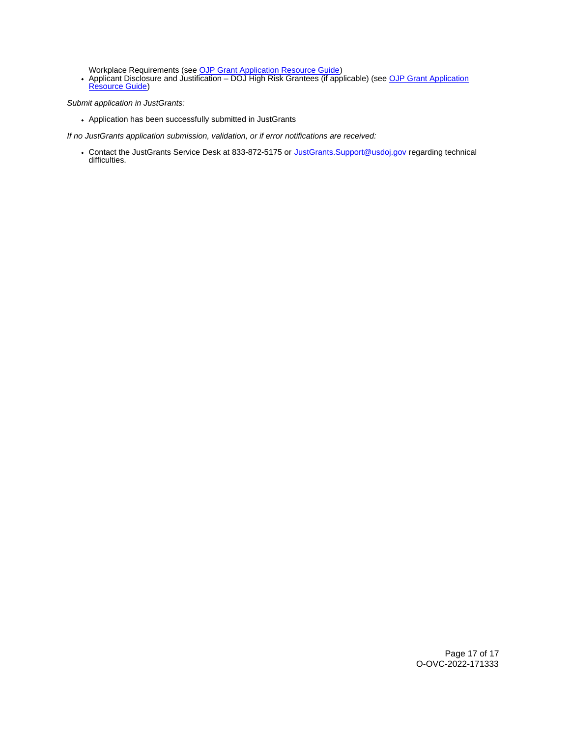Workplace Requirements (see OJP Grant Application Resource Guide)
- Applicant Disclosure and Justification – DOJ High Risk Grantees (if applicable) (see OJP Grant Application Resource Guide)

*Submit application in JustGrants:*

- Application has been successfully submitted in JustGrants

*If no JustGrants application submission, validation, or if error notifications are received:*

- Contact the JustGrants Service Desk at 833-872-5175 or JustGrants.Support@usdoj.gov regarding technical difficulties.